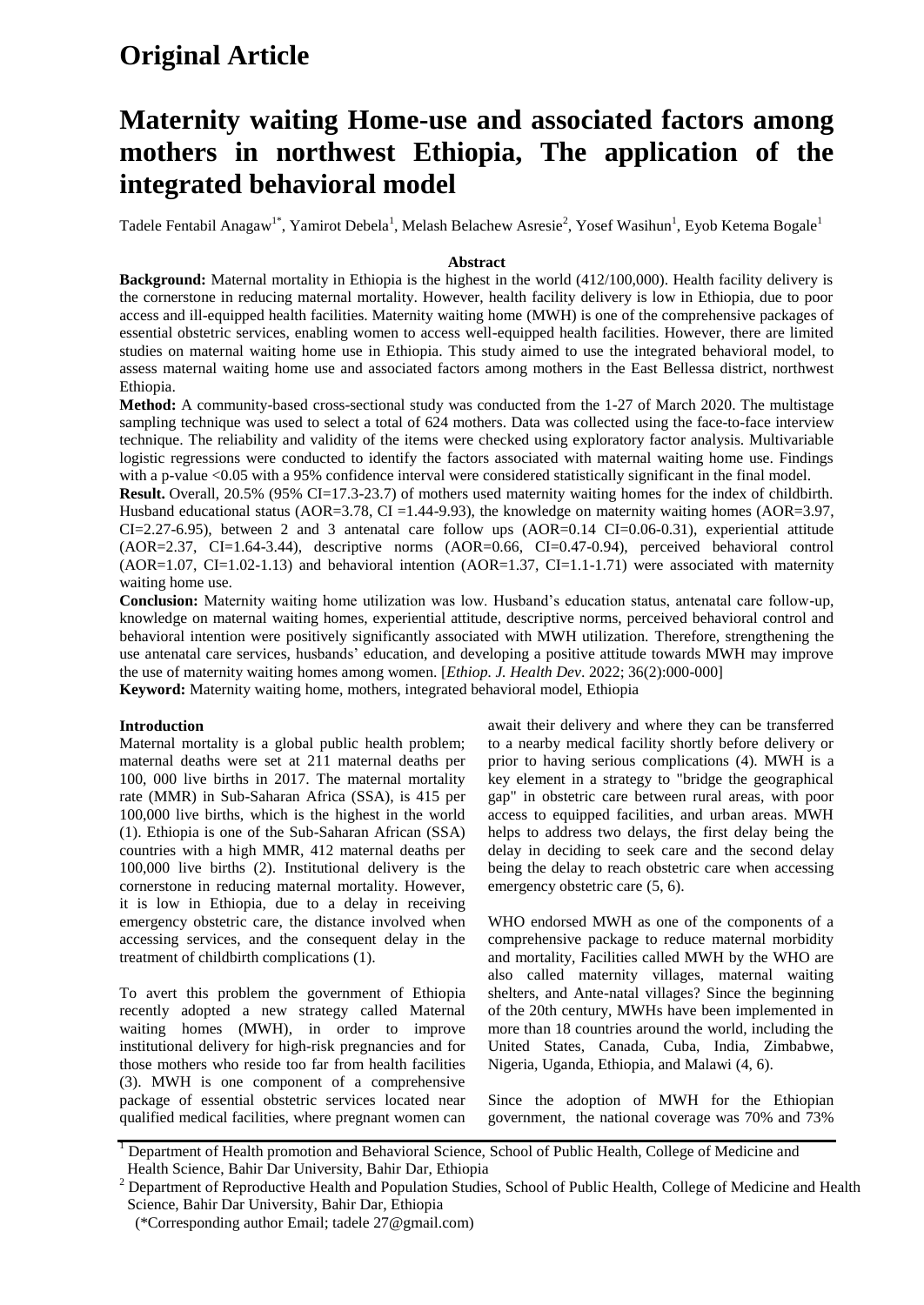# Original Article

# Maternity waiting Home-use and associated factors among mothers in northwest Ethiopia, The application of the integrated behavioral model

Tadele Fentabil Anagaw[1*], Yamirot Debela[1], Melash Belachew Asresie[2], Yosef Wasihun[1], Eyob Ketema Bogale[1]

## Abstract

**Background:** Maternal mortality in Ethiopia is the highest in the world (412/100,000). Health facility delivery is the cornerstone in reducing maternal mortality. However, health facility delivery is low in Ethiopia, due to poor access and ill-equipped health facilities. Maternity waiting home (MWH) is one of the comprehensive packages of essential obstetric services, enabling women to access well-equipped health facilities. However, there are limited studies on maternal waiting home use in Ethiopia. This study aimed to use the integrated behavioral model, to assess maternal waiting home use and associated factors among mothers in the East Bellessa district, northwest Ethiopia.

**Method:** A community-based cross-sectional study was conducted from the 1-27 of March 2020. The multistage sampling technique was used to select a total of 624 mothers. Data was collected using the face-to-face interview technique. The reliability and validity of the items were checked using exploratory factor analysis. Multivariable logistic regressions were conducted to identify the factors associated with maternal waiting home use. Findings with a p-value <0.05 with a 95% confidence interval were considered statistically significant in the final model.

**Result.** Overall, 20.5% (95% CI=17.3-23.7) of mothers used maternity waiting homes for the index of childbirth. Husband educational status (AOR=3.78, CI =1.44-9.93), the knowledge on maternity waiting homes (AOR=3.97, CI=2.27-6.95), between 2 and 3 antenatal care follow ups (AOR=0.14 CI=0.06-0.31), experiential attitude (AOR=2.37, CI=1.64-3.44), descriptive norms (AOR=0.66, CI=0.47-0.94), perceived behavioral control (AOR=1.07, CI=1.02-1.13) and behavioral intention (AOR=1.37, CI=1.1-1.71) were associated with maternity waiting home use.

**Conclusion:** Maternity waiting home utilization was low. Husband's education status, antenatal care follow-up, knowledge on maternal waiting homes, experiential attitude, descriptive norms, perceived behavioral control and behavioral intention were positively significantly associated with MWH utilization. Therefore, strengthening the use antenatal care services, husbands' education, and developing a positive attitude towards MWH may improve the use of maternity waiting homes among women. [*Ethiop. J. Health Dev*. 2022; 36(2):000-000]

**Keyword:** Maternity waiting home, mothers, integrated behavioral model, Ethiopia

## Introduction

Maternal mortality is a global public health problem; maternal deaths were set at 211 maternal deaths per 100, 000 live births in 2017. The maternal mortality rate (MMR) in Sub-Saharan Africa (SSA), is 415 per 100,000 live births, which is the highest in the world (1). Ethiopia is one of the Sub-Saharan African (SSA) countries with a high MMR, 412 maternal deaths per 100,000 live births (2). Institutional delivery is the cornerstone in reducing maternal mortality. However, it is low in Ethiopia, due to a delay in receiving emergency obstetric care, the distance involved when accessing services, and the consequent delay in the treatment of childbirth complications (1).

To avert this problem the government of Ethiopia recently adopted a new strategy called Maternal waiting homes (MWH), in order to improve institutional delivery for high-risk pregnancies and for those mothers who reside too far from health facilities (3). MWH is one component of a comprehensive package of essential obstetric services located near qualified medical facilities, where pregnant women can await their delivery and where they can be transferred to a nearby medical facility shortly before delivery or prior to having serious complications (4). MWH is a key element in a strategy to "bridge the geographical gap" in obstetric care between rural areas, with poor access to equipped facilities, and urban areas. MWH helps to address two delays, the first delay being the delay in deciding to seek care and the second delay being the delay to reach obstetric care when accessing emergency obstetric care (5, 6).

WHO endorsed MWH as one of the components of a comprehensive package to reduce maternal morbidity and mortality, Facilities called MWH by the WHO are also called maternity villages, maternal waiting shelters, and Ante-natal villages? Since the beginning of the 20th century, MWHs have been implemented in more than 18 countries around the world, including the United States, Canada, Cuba, India, Zimbabwe, Nigeria, Uganda, Ethiopia, and Malawi (4, 6).

Since the adoption of MWH for the Ethiopian government, the national coverage was 70% and 73%

[1] Department of Health promotion and Behavioral Science, School of Public Health, College of Medicine and Health Science, Bahir Dar University, Bahir Dar, Ethiopia

[2] Department of Reproductive Health and Population Studies, School of Public Health, College of Medicine and Health Science, Bahir Dar University, Bahir Dar, Ethiopia

(*Corresponding author Email; tadele 27@gmail.com)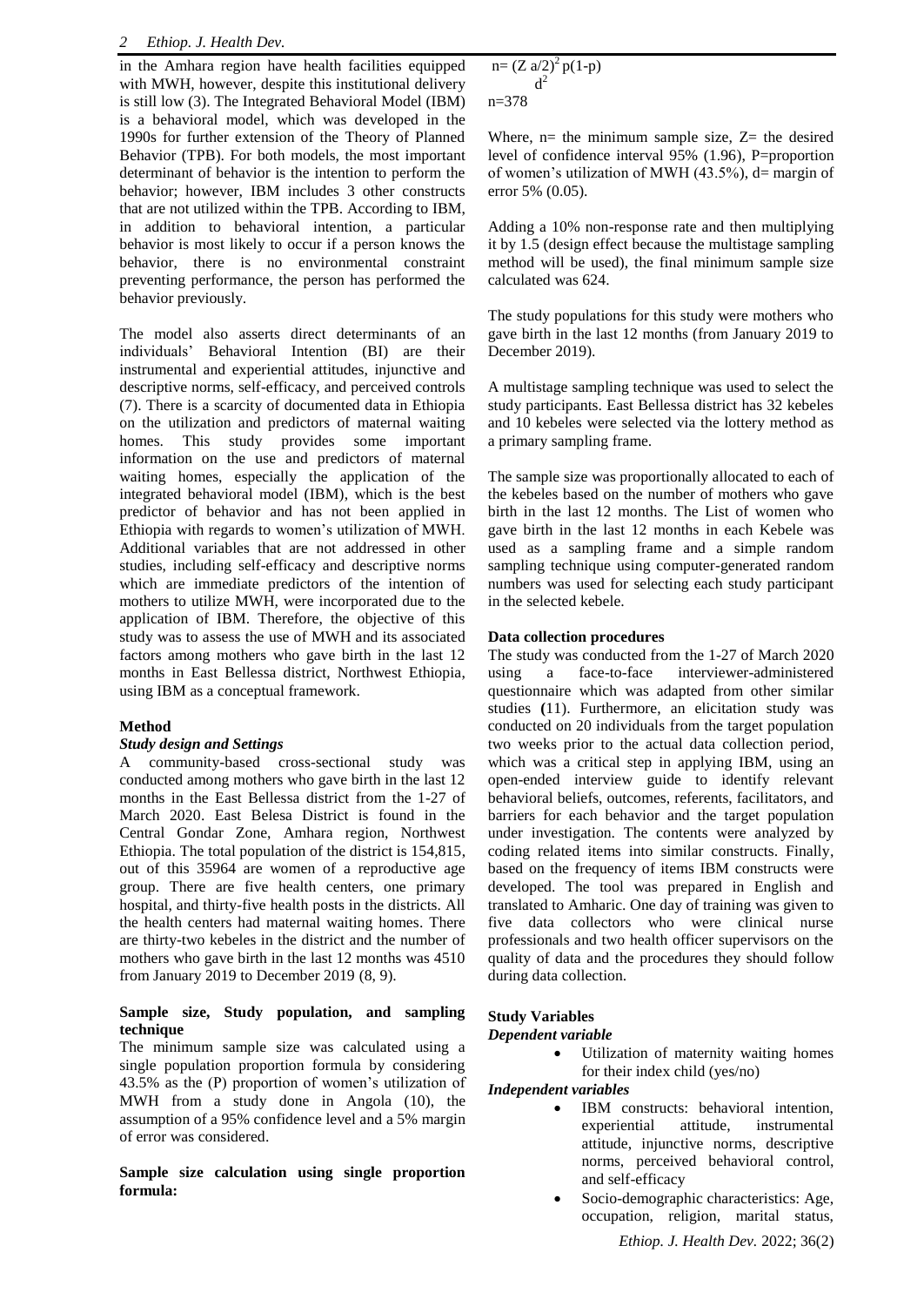in the Amhara region have health facilities equipped with MWH, however, despite this institutional delivery is still low (3). The Integrated Behavioral Model (IBM) is a behavioral model, which was developed in the 1990s for further extension of the Theory of Planned Behavior (TPB). For both models, the most important determinant of behavior is the intention to perform the behavior; however, IBM includes 3 other constructs that are not utilized within the TPB. According to IBM, in addition to behavioral intention, a particular behavior is most likely to occur if a person knows the behavior, there is no environmental constraint preventing performance, the person has performed the behavior previously.

The model also asserts direct determinants of an individuals' Behavioral Intention (BI) are their instrumental and experiential attitudes, injunctive and descriptive norms, self-efficacy, and perceived controls (7). There is a scarcity of documented data in Ethiopia on the utilization and predictors of maternal waiting homes. This study provides some important information on the use and predictors of maternal waiting homes, especially the application of the integrated behavioral model (IBM), which is the best predictor of behavior and has not been applied in Ethiopia with regards to women's utilization of MWH. Additional variables that are not addressed in other studies, including self-efficacy and descriptive norms which are immediate predictors of the intention of mothers to utilize MWH, were incorporated due to the application of IBM. Therefore, the objective of this study was to assess the use of MWH and its associated factors among mothers who gave birth in the last 12 months in East Bellessa district, Northwest Ethiopia, using IBM as a conceptual framework.

## Method

### *Study design and Settings*

A community-based cross-sectional study was conducted among mothers who gave birth in the last 12 months in the East Bellessa district from the 1-27 of March 2020. East Belesa District is found in the Central Gondar Zone, Amhara region, Northwest Ethiopia. The total population of the district is 154,815, out of this 35964 are women of a reproductive age group. There are five health centers, one primary hospital, and thirty-five health posts in the districts. All the health centers had maternal waiting homes. There are thirty-two kebeles in the district and the number of mothers who gave birth in the last 12 months was 4510 from January 2019 to December 2019 (8, 9).

### Sample size, Study population, and sampling technique

The minimum sample size was calculated using a single population proportion formula by considering 43.5% as the (P) proportion of women's utilization of MWH from a study done in Angola (10), the assumption of a 95% confidence level and a 5% margin of error was considered.

**Sample size calculation using single proportion formula:**

$$n = \frac{(Z\,a/2)^2\,p(1-p)}{d^2}$$

n=378

Where, n= the minimum sample size, Z= the desired level of confidence interval 95% (1.96), P=proportion of women's utilization of MWH (43.5%), d= margin of error 5% (0.05).

Adding a 10% non-response rate and then multiplying it by 1.5 (design effect because the multistage sampling method will be used), the final minimum sample size calculated was 624.

The study populations for this study were mothers who gave birth in the last 12 months (from January 2019 to December 2019).

A multistage sampling technique was used to select the study participants. East Bellessa district has 32 kebeles and 10 kebeles were selected via the lottery method as a primary sampling frame.

The sample size was proportionally allocated to each of the kebeles based on the number of mothers who gave birth in the last 12 months. The List of women who gave birth in the last 12 months in each Kebele was used as a sampling frame and a simple random sampling technique using computer-generated random numbers was used for selecting each study participant in the selected kebele.

### Data collection procedures

The study was conducted from the 1-27 of March 2020 using a face-to-face interviewer-administered questionnaire which was adapted from other similar studies (11). Furthermore, an elicitation study was conducted on 20 individuals from the target population two weeks prior to the actual data collection period, which was a critical step in applying IBM, using an open-ended interview guide to identify relevant behavioral beliefs, outcomes, referents, facilitators, and barriers for each behavior and the target population under investigation. The contents were analyzed by coding related items into similar constructs. Finally, based on the frequency of items IBM constructs were developed. The tool was prepared in English and translated to Amharic. One day of training was given to five data collectors who were clinical nurse professionals and two health officer supervisors on the quality of data and the procedures they should follow during data collection.

### Study Variables

#### *Dependent variable*

- Utilization of maternity waiting homes for their index child (yes/no)

#### *Independent variables*

- IBM constructs: behavioral intention, experiential attitude, instrumental attitude, injunctive norms, descriptive norms, perceived behavioral control, and self-efficacy
- Socio-demographic characteristics: Age, occupation, religion, marital status,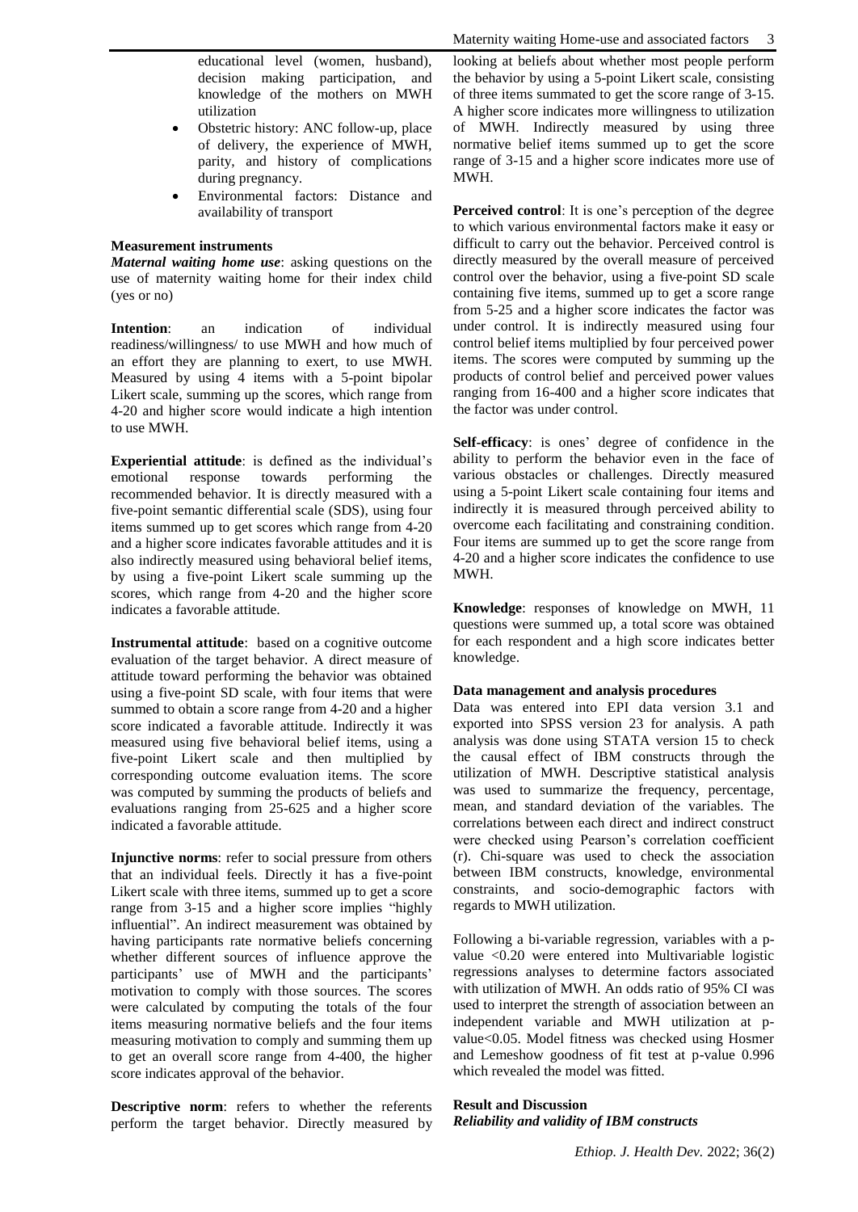educational level (women, husband), decision making participation, and knowledge of the mothers on MWH utilization

- Obstetric history: ANC follow-up, place of delivery, the experience of MWH, parity, and history of complications during pregnancy.
- Environmental factors: Distance and availability of transport

**Measurement instruments**

***Maternal waiting home use***: asking questions on the use of maternity waiting home for their index child (yes or no)

**Intention**: an indication of individual readiness/willingness/ to use MWH and how much of an effort they are planning to exert, to use MWH. Measured by using 4 items with a 5-point bipolar Likert scale, summing up the scores, which range from 4-20 and higher score would indicate a high intention to use MWH.

**Experiential attitude**: is defined as the individual's emotional response towards performing the recommended behavior. It is directly measured with a five-point semantic differential scale (SDS), using four items summed up to get scores which range from 4-20 and a higher score indicates favorable attitudes and it is also indirectly measured using behavioral belief items, by using a five-point Likert scale summing up the scores, which range from 4-20 and the higher score indicates a favorable attitude.

**Instrumental attitude**: based on a cognitive outcome evaluation of the target behavior. A direct measure of attitude toward performing the behavior was obtained using a five-point SD scale, with four items that were summed to obtain a score range from 4-20 and a higher score indicated a favorable attitude. Indirectly it was measured using five behavioral belief items, using a five-point Likert scale and then multiplied by corresponding outcome evaluation items. The score was computed by summing the products of beliefs and evaluations ranging from 25-625 and a higher score indicated a favorable attitude.

**Injunctive norms**: refer to social pressure from others that an individual feels. Directly it has a five-point Likert scale with three items, summed up to get a score range from 3-15 and a higher score implies "highly influential". An indirect measurement was obtained by having participants rate normative beliefs concerning whether different sources of influence approve the participants' use of MWH and the participants' motivation to comply with those sources. The scores were calculated by computing the totals of the four items measuring normative beliefs and the four items measuring motivation to comply and summing them up to get an overall score range from 4-400, the higher score indicates approval of the behavior.

**Descriptive norm**: refers to whether the referents perform the target behavior. Directly measured by looking at beliefs about whether most people perform the behavior by using a 5-point Likert scale, consisting of three items summated to get the score range of 3-15. A higher score indicates more willingness to utilization of MWH. Indirectly measured by using three normative belief items summed up to get the score range of 3-15 and a higher score indicates more use of MWH.

**Perceived control**: It is one's perception of the degree to which various environmental factors make it easy or difficult to carry out the behavior. Perceived control is directly measured by the overall measure of perceived control over the behavior, using a five-point SD scale containing five items, summed up to get a score range from 5-25 and a higher score indicates the factor was under control. It is indirectly measured using four control belief items multiplied by four perceived power items. The scores were computed by summing up the products of control belief and perceived power values ranging from 16-400 and a higher score indicates that the factor was under control.

**Self-efficacy**: is ones' degree of confidence in the ability to perform the behavior even in the face of various obstacles or challenges. Directly measured using a 5-point Likert scale containing four items and indirectly it is measured through perceived ability to overcome each facilitating and constraining condition. Four items are summed up to get the score range from 4-20 and a higher score indicates the confidence to use MWH.

**Knowledge**: responses of knowledge on MWH, 11 questions were summed up, a total score was obtained for each respondent and a high score indicates better knowledge.

**Data management and analysis procedures**

Data was entered into EPI data version 3.1 and exported into SPSS version 23 for analysis. A path analysis was done using STATA version 15 to check the causal effect of IBM constructs through the utilization of MWH. Descriptive statistical analysis was used to summarize the frequency, percentage, mean, and standard deviation of the variables. The correlations between each direct and indirect construct were checked using Pearson's correlation coefficient (r). Chi-square was used to check the association between IBM constructs, knowledge, environmental constraints, and socio-demographic factors with regards to MWH utilization.

Following a bi-variable regression, variables with a p-value <0.20 were entered into Multivariable logistic regressions analyses to determine factors associated with utilization of MWH. An odds ratio of 95% CI was used to interpret the strength of association between an independent variable and MWH utilization at p-value<0.05. Model fitness was checked using Hosmer and Lemeshow goodness of fit test at p-value 0.996 which revealed the model was fitted.

**Result and Discussion**

***Reliability and validity of IBM constructs***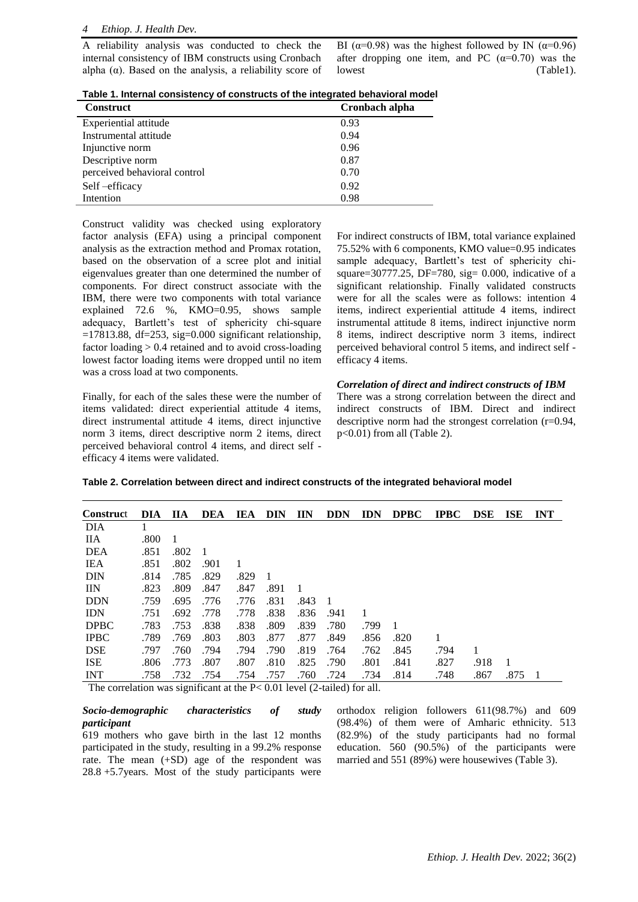A reliability analysis was conducted to check the internal consistency of IBM constructs using Cronbach alpha (α). Based on the analysis, a reliability score of BI (α=0.98) was the highest followed by IN (α=0.96) after dropping one item, and PC (α=0.70) was the lowest (Table1).

**Table 1. Internal consistency of constructs of the integrated behavioral model**

| Construct | Cronbach alpha |
|---|---|
| Experiential attitude | 0.93 |
| Instrumental attitude | 0.94 |
| Injunctive norm | 0.96 |
| Descriptive norm | 0.87 |
| perceived behavioral control | 0.70 |
| Self –efficacy | 0.92 |
| Intention | 0.98 |

Construct validity was checked using exploratory factor analysis (EFA) using a principal component analysis as the extraction method and Promax rotation, based on the observation of a scree plot and initial eigenvalues greater than one determined the number of components. For direct construct associate with the IBM, there were two components with total variance explained 72.6 %, KMO=0.95, shows sample adequacy, Bartlett's test of sphericity chi-square =17813.88, df=253, sig=0.000 significant relationship, factor loading > 0.4 retained and to avoid cross-loading lowest factor loading items were dropped until no item was a cross load at two components.

Finally, for each of the sales these were the number of items validated: direct experiential attitude 4 items, direct instrumental attitude 4 items, direct injunctive norm 3 items, direct descriptive norm 2 items, direct perceived behavioral control 4 items, and direct self -efficacy 4 items were validated.

For indirect constructs of IBM, total variance explained 75.52% with 6 components, KMO value=0.95 indicates sample adequacy, Bartlett's test of sphericity chi-square=30777.25, DF=780, sig= 0.000, indicative of a significant relationship. Finally validated constructs were for all the scales were as follows: intention 4 items, indirect experiential attitude 4 items, indirect instrumental attitude 8 items, indirect injunctive norm 8 items, indirect descriptive norm 3 items, indirect perceived behavioral control 5 items, and indirect self -efficacy 4 items.

***Correlation of direct and indirect constructs of IBM***

There was a strong correlation between the direct and indirect constructs of IBM. Direct and indirect descriptive norm had the strongest correlation (r=0.94, p<0.01) from all (Table 2).

**Table 2. Correlation between direct and indirect constructs of the integrated behavioral model**

| Construct | DIA | IIA | DEA | IEA | DIN | IIN | DDN | IDN | DPBC | IPBC | DSE | ISE | INT |
|---|---|---|---|---|---|---|---|---|---|---|---|---|---|
| DIA | 1 | | | | | | | | | | | | |
| IIA | .800 | 1 | | | | | | | | | | | |
| DEA | .851 | .802 | 1 | | | | | | | | | | |
| IEA | .851 | .802 | .901 | 1 | | | | | | | | | |
| DIN | .814 | .785 | .829 | .829 | 1 | | | | | | | | |
| IIN | .823 | .809 | .847 | .847 | .891 | 1 | | | | | | | |
| DDN | .759 | .695 | .776 | .776 | .831 | .843 | 1 | | | | | | |
| IDN | .751 | .692 | .778 | .778 | .838 | .836 | .941 | 1 | | | | | |
| DPBC | .783 | .753 | .838 | .838 | .809 | .839 | .780 | .799 | 1 | | | | |
| IPBC | .789 | .769 | .803 | .803 | .877 | .877 | .849 | .856 | .820 | 1 | | | |
| DSE | .797 | .760 | .794 | .794 | .790 | .819 | .764 | .762 | .845 | .794 | 1 | | |
| ISE | .806 | .773 | .807 | .807 | .810 | .825 | .790 | .801 | .841 | .827 | .918 | 1 | |
| INT | .758 | .732 | .754 | .754 | .757 | .760 | .724 | .734 | .814 | .748 | .867 | .875 | 1 |

The correlation was significant at the P< 0.01 level (2-tailed) for all.

***Socio-demographic characteristics of study participant***

619 mothers who gave birth in the last 12 months participated in the study, resulting in a 99.2% response rate. The mean (+SD) age of the respondent was 28.8 +5.7years. Most of the study participants were orthodox religion followers 611(98.7%) and 609 (98.4%) of them were of Amharic ethnicity. 513 (82.9%) of the study participants had no formal education. 560 (90.5%) of the participants were married and 551 (89%) were housewives (Table 3).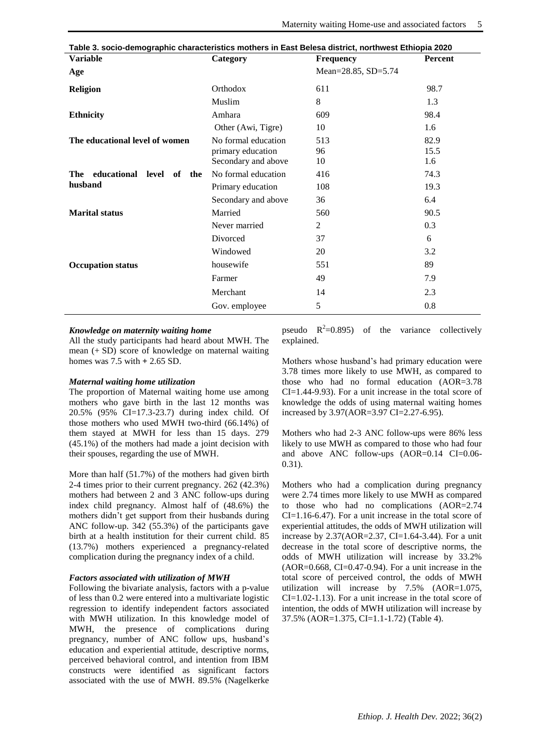**Table 3. socio-demographic characteristics mothers in East Belesa district, northwest Ethiopia 2020**

| Variable | Category | Frequency | Percent |
|---|---|---|---|
| **Age** | | Mean=28.85, SD=5.74 | |
| **Religion** | Orthodox | 611 | 98.7 |
| | Muslim | 8 | 1.3 |
| **Ethnicity** | Amhara | 609 | 98.4 |
| | Other (Awi, Tigre) | 10 | 1.6 |
| **The educational level of women** | No formal education | 513 | 82.9 |
| | primary education | 96 | 15.5 |
| | Secondary and above | 10 | 1.6 |
| **The educational level of the husband** | No formal education | 416 | 74.3 |
| | Primary education | 108 | 19.3 |
| | Secondary and above | 36 | 6.4 |
| **Marital status** | Married | 560 | 90.5 |
| | Never married | 2 | 0.3 |
| | Divorced | 37 | 6 |
| | Windowed | 20 | 3.2 |
| **Occupation status** | housewife | 551 | 89 |
| | Farmer | 49 | 7.9 |
| | Merchant | 14 | 2.3 |
| | Gov. employee | 5 | 0.8 |

### *Knowledge on maternity waiting home*

All the study participants had heard about MWH. The mean (+ SD) score of knowledge on maternal waiting homes was 7.5 with + 2.65 SD.

### *Maternal waiting home utilization*

The proportion of Maternal waiting home use among mothers who gave birth in the last 12 months was 20.5% (95% CI=17.3-23.7) during index child. Of those mothers who used MWH two-third (66.14%) of them stayed at MWH for less than 15 days. 279 (45.1%) of the mothers had made a joint decision with their spouses, regarding the use of MWH.

More than half (51.7%) of the mothers had given birth 2-4 times prior to their current pregnancy. 262 (42.3%) mothers had between 2 and 3 ANC follow-ups during index child pregnancy. Almost half of (48.6%) the mothers didn't get support from their husbands during ANC follow-up. 342 (55.3%) of the participants gave birth at a health institution for their current child. 85 (13.7%) mothers experienced a pregnancy-related complication during the pregnancy index of a child.

### *Factors associated with utilization of MWH*

Following the bivariate analysis, factors with a p-value of less than 0.2 were entered into a multivariate logistic regression to identify independent factors associated with MWH utilization. In this knowledge model of MWH, the presence of complications during pregnancy, number of ANC follow ups, husband's education and experiential attitude, descriptive norms, perceived behavioral control, and intention from IBM constructs were identified as significant factors associated with the use of MWH. 89.5% (Nagelkerke pseudo $R^2$=0.895) of the variance collectively explained.

Mothers whose husband's had primary education were 3.78 times more likely to use MWH, as compared to those who had no formal education (AOR=3.78 CI=1.44-9.93). For a unit increase in the total score of knowledge the odds of using maternal waiting homes increased by 3.97(AOR=3.97 CI=2.27-6.95).

Mothers who had 2-3 ANC follow-ups were 86% less likely to use MWH as compared to those who had four and above ANC follow-ups (AOR=0.14 CI=0.06-0.31).

Mothers who had a complication during pregnancy were 2.74 times more likely to use MWH as compared to those who had no complications (AOR=2.74 CI=1.16-6.47). For a unit increase in the total score of experiential attitudes, the odds of MWH utilization will increase by 2.37(AOR=2.37, CI=1.64-3.44). For a unit decrease in the total score of descriptive norms, the odds of MWH utilization will increase by 33.2% (AOR=0.668, CI=0.47-0.94). For a unit increase in the total score of perceived control, the odds of MWH utilization will increase by 7.5% (AOR=1.075, CI=1.02-1.13). For a unit increase in the total score of intention, the odds of MWH utilization will increase by 37.5% (AOR=1.375, CI=1.1-1.72) (Table 4).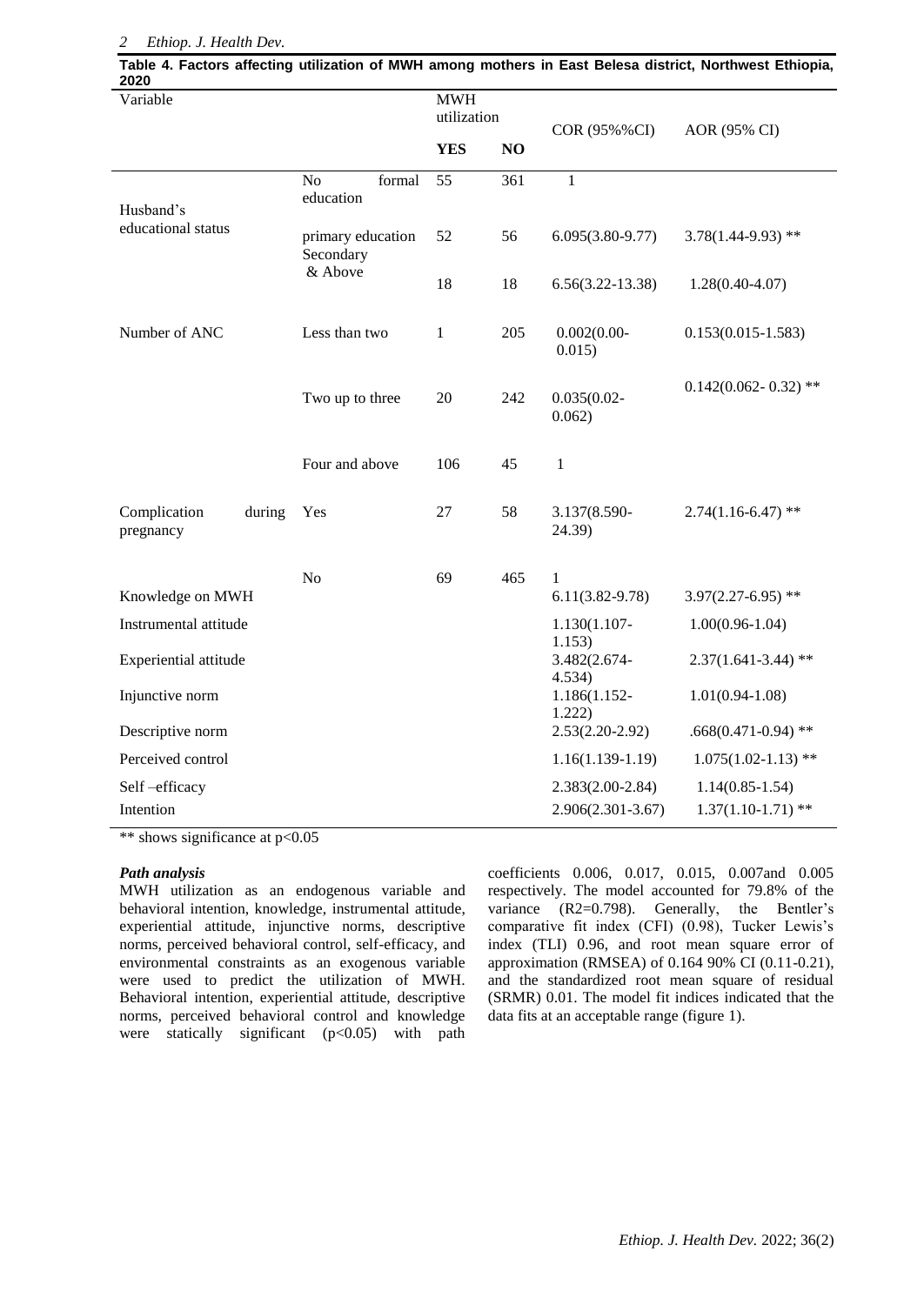**Table 4. Factors affecting utilization of MWH among mothers in East Belesa district, Northwest Ethiopia, 2020**

| Variable | | MWH utilization | | COR (95%%CI) | AOR (95% CI) |
|---|---|---|---|---|---|
| | | **YES** | **NO** | | |
| Husband's educational status | No formal education | 55 | 361 | 1 | |
| | primary education | 52 | 56 | 6.095(3.80-9.77) | 3.78(1.44-9.93) ** |
| | Secondary & Above | 18 | 18 | 6.56(3.22-13.38) | 1.28(0.40-4.07) |
| Number of ANC | Less than two | 1 | 205 | 0.002(0.00-0.015) | 0.153(0.015-1.583) |
| | Two up to three | 20 | 242 | 0.035(0.02-0.062) | 0.142(0.062- 0.32) ** |
| | Four and above | 106 | 45 | 1 | |
| Complication during pregnancy | Yes | 27 | 58 | 3.137(8.590-24.39) | 2.74(1.16-6.47) ** |
| | No | 69 | 465 | 1 | |
| Knowledge on MWH | | | | 6.11(3.82-9.78) | 3.97(2.27-6.95) ** |
| Instrumental attitude | | | | 1.130(1.107-1.153) | 1.00(0.96-1.04) |
| Experiential attitude | | | | 3.482(2.674-4.534) | 2.37(1.641-3.44) ** |
| Injunctive norm | | | | 1.186(1.152-1.222) | 1.01(0.94-1.08) |
| Descriptive norm | | | | 2.53(2.20-2.92) | .668(0.471-0.94) ** |
| Perceived control | | | | 1.16(1.139-1.19) | 1.075(1.02-1.13) ** |
| Self –efficacy | | | | 2.383(2.00-2.84) | 1.14(0.85-1.54) |
| Intention | | | | 2.906(2.301-3.67) | 1.37(1.10-1.71) ** |

** shows significance at $p<0.05$

***Path analysis***

MWH utilization as an endogenous variable and behavioral intention, knowledge, instrumental attitude, experiential attitude, injunctive norms, descriptive norms, perceived behavioral control, self-efficacy, and environmental constraints as an exogenous variable were used to predict the utilization of MWH. Behavioral intention, experiential attitude, descriptive norms, perceived behavioral control and knowledge were statically significant ($p<0.05$) with path coefficients 0.006, 0.017, 0.015, 0.007and 0.005 respectively. The model accounted for 79.8% of the variance ($R2=0.798$). Generally, the Bentler's comparative fit index (CFI) (0.98), Tucker Lewis's index (TLI) 0.96, and root mean square error of approximation (RMSEA) of 0.164 90% CI (0.11-0.21), and the standardized root mean square of residual (SRMR) 0.01. The model fit indices indicated that the data fits at an acceptable range (figure 1).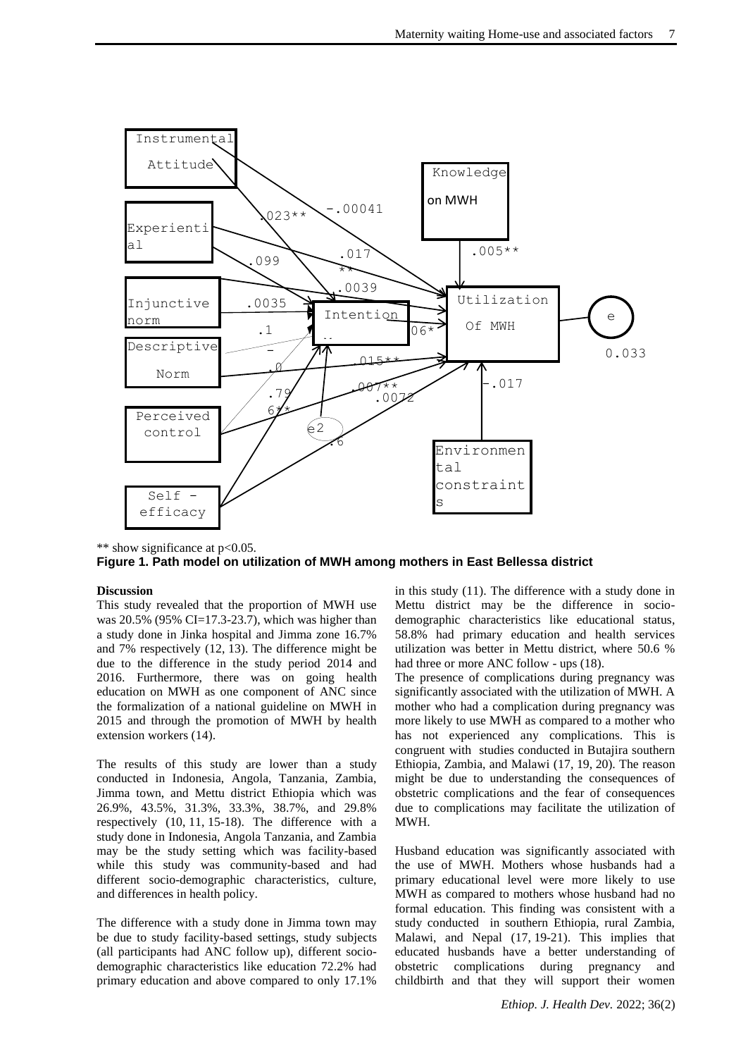\*\* show significance at $p<0.05$.

**Figure 1. Path model on utilization of MWH among mothers in East Bellessa district**

**Discussion**

This study revealed that the proportion of MWH use was 20.5% (95% CI=17.3-23.7), which was higher than a study done in Jinka hospital and Jimma zone 16.7% and 7% respectively (12, 13). The difference might be due to the difference in the study period 2014 and 2016. Furthermore, there was on going health education on MWH as one component of ANC since the formalization of a national guideline on MWH in 2015 and through the promotion of MWH by health extension workers (14).

The results of this study are lower than a study conducted in Indonesia, Angola, Tanzania, Zambia, Jimma town, and Mettu district Ethiopia which was 26.9%, 43.5%, 31.3%, 33.3%, 38.7%, and 29.8% respectively (10, 11, 15-18). The difference with a study done in Indonesia, Angola Tanzania, and Zambia may be the study setting which was facility-based while this study was community-based and had different socio-demographic characteristics, culture, and differences in health policy.

The difference with a study done in Jimma town may be due to study facility-based settings, study subjects (all participants had ANC follow up), different socio-demographic characteristics like education 72.2% had primary education and above compared to only 17.1% in this study (11). The difference with a study done in Mettu district may be the difference in socio-demographic characteristics like educational status, 58.8% had primary education and health services utilization was better in Mettu district, where 50.6 % had three or more ANC follow - ups (18).

The presence of complications during pregnancy was significantly associated with the utilization of MWH. A mother who had a complication during pregnancy was more likely to use MWH as compared to a mother who has not experienced any complications. This is congruent with studies conducted in Butajira southern Ethiopia, Zambia, and Malawi (17, 19, 20). The reason might be due to understanding the consequences of obstetric complications and the fear of consequences due to complications may facilitate the utilization of MWH.

Husband education was significantly associated with the use of MWH. Mothers whose husbands had a primary educational level were more likely to use MWH as compared to mothers whose husband had no formal education. This finding was consistent with a study conducted in southern Ethiopia, rural Zambia, Malawi, and Nepal (17, 19-21). This implies that educated husbands have a better understanding of obstetric complications during pregnancy and childbirth and that they will support their women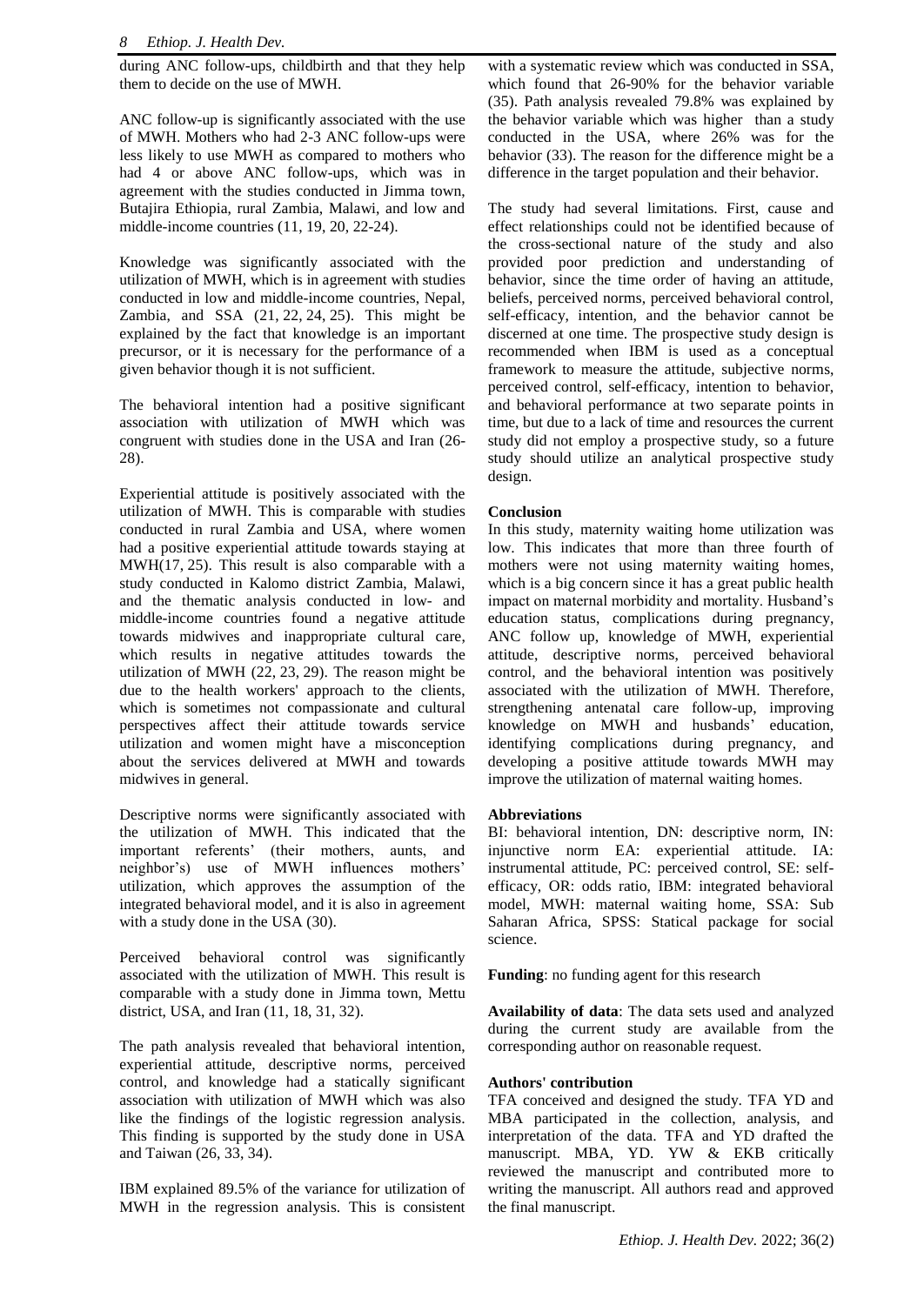during ANC follow-ups, childbirth and that they help them to decide on the use of MWH.

ANC follow-up is significantly associated with the use of MWH. Mothers who had 2-3 ANC follow-ups were less likely to use MWH as compared to mothers who had 4 or above ANC follow-ups, which was in agreement with the studies conducted in Jimma town, Butajira Ethiopia, rural Zambia, Malawi, and low and middle-income countries (11, 19, 20, 22-24).

Knowledge was significantly associated with the utilization of MWH, which is in agreement with studies conducted in low and middle-income countries, Nepal, Zambia, and SSA (21, 22, 24, 25). This might be explained by the fact that knowledge is an important precursor, or it is necessary for the performance of a given behavior though it is not sufficient.

The behavioral intention had a positive significant association with utilization of MWH which was congruent with studies done in the USA and Iran (26-28).

Experiential attitude is positively associated with the utilization of MWH. This is comparable with studies conducted in rural Zambia and USA, where women had a positive experiential attitude towards staying at MWH(17, 25). This result is also comparable with a study conducted in Kalomo district Zambia, Malawi, and the thematic analysis conducted in low- and middle-income countries found a negative attitude towards midwives and inappropriate cultural care, which results in negative attitudes towards the utilization of MWH (22, 23, 29). The reason might be due to the health workers' approach to the clients, which is sometimes not compassionate and cultural perspectives affect their attitude towards service utilization and women might have a misconception about the services delivered at MWH and towards midwives in general.

Descriptive norms were significantly associated with the utilization of MWH. This indicated that the important referents' (their mothers, aunts, and neighbor's) use of MWH influences mothers' utilization, which approves the assumption of the integrated behavioral model, and it is also in agreement with a study done in the USA (30).

Perceived behavioral control was significantly associated with the utilization of MWH. This result is comparable with a study done in Jimma town, Mettu district, USA, and Iran (11, 18, 31, 32).

The path analysis revealed that behavioral intention, experiential attitude, descriptive norms, perceived control, and knowledge had a statically significant association with utilization of MWH which was also like the findings of the logistic regression analysis. This finding is supported by the study done in USA and Taiwan (26, 33, 34).

IBM explained 89.5% of the variance for utilization of MWH in the regression analysis. This is consistent with a systematic review which was conducted in SSA, which found that 26-90% for the behavior variable (35). Path analysis revealed 79.8% was explained by the behavior variable which was higher than a study conducted in the USA, where 26% was for the behavior (33). The reason for the difference might be a difference in the target population and their behavior.

The study had several limitations. First, cause and effect relationships could not be identified because of the cross-sectional nature of the study and also provided poor prediction and understanding of behavior, since the time order of having an attitude, beliefs, perceived norms, perceived behavioral control, self-efficacy, intention, and the behavior cannot be discerned at one time. The prospective study design is recommended when IBM is used as a conceptual framework to measure the attitude, subjective norms, perceived control, self-efficacy, intention to behavior, and behavioral performance at two separate points in time, but due to a lack of time and resources the current study did not employ a prospective study, so a future study should utilize an analytical prospective study design.

**Conclusion**

In this study, maternity waiting home utilization was low. This indicates that more than three fourth of mothers were not using maternity waiting homes, which is a big concern since it has a great public health impact on maternal morbidity and mortality. Husband's education status, complications during pregnancy, ANC follow up, knowledge of MWH, experiential attitude, descriptive norms, perceived behavioral control, and the behavioral intention was positively associated with the utilization of MWH. Therefore, strengthening antenatal care follow-up, improving knowledge on MWH and husbands' education, identifying complications during pregnancy, and developing a positive attitude towards MWH may improve the utilization of maternal waiting homes.

**Abbreviations**

BI: behavioral intention, DN: descriptive norm, IN: injunctive norm EA: experiential attitude. IA: instrumental attitude, PC: perceived control, SE: self-efficacy, OR: odds ratio, IBM: integrated behavioral model, MWH: maternal waiting home, SSA: Sub Saharan Africa, SPSS: Statical package for social science.

**Funding**: no funding agent for this research

**Availability of data**: The data sets used and analyzed during the current study are available from the corresponding author on reasonable request.

**Authors' contribution**

TFA conceived and designed the study. TFA YD and MBA participated in the collection, analysis, and interpretation of the data. TFA and YD drafted the manuscript. MBA, YD. YW & EKB critically reviewed the manuscript and contributed more to writing the manuscript. All authors read and approved the final manuscript.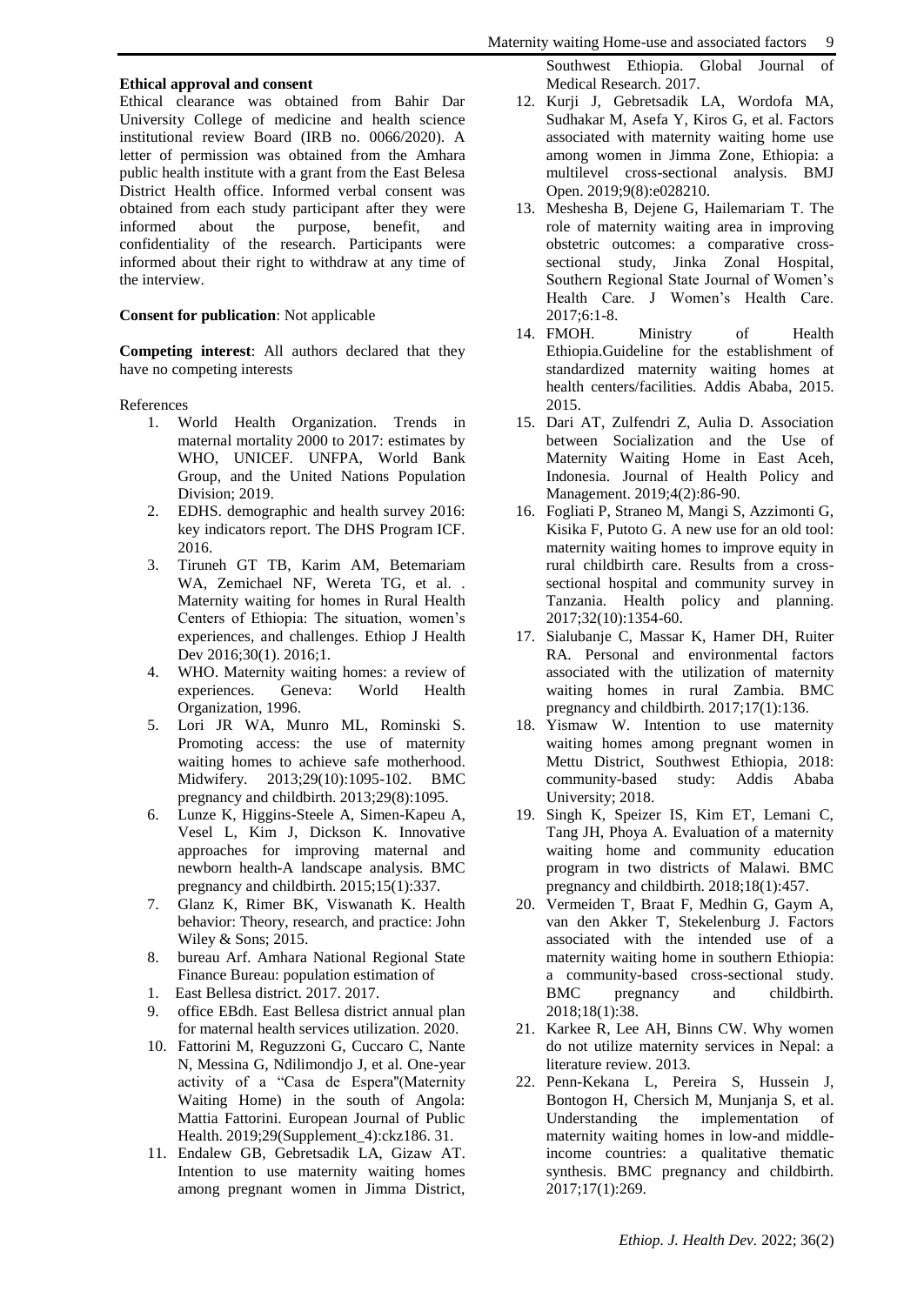**Ethical approval and consent**

Ethical clearance was obtained from Bahir Dar University College of medicine and health science institutional review Board (IRB no. 0066/2020). A letter of permission was obtained from the Amhara public health institute with a grant from the East Belesa District Health office. Informed verbal consent was obtained from each study participant after they were informed about the purpose, benefit, and confidentiality of the research. Participants were informed about their right to withdraw at any time of the interview.

**Consent for publication**: Not applicable

**Competing interest**: All authors declared that they have no competing interests

References

1. World Health Organization. Trends in maternal mortality 2000 to 2017: estimates by WHO, UNICEF. UNFPA, World Bank Group, and the United Nations Population Division; 2019.
2. EDHS. demographic and health survey 2016: key indicators report. The DHS Program ICF. 2016.
3. Tiruneh GT TB, Karim AM, Betemariam WA, Zemichael NF, Wereta TG, et al. . Maternity waiting for homes in Rural Health Centers of Ethiopia: The situation, women's experiences, and challenges. Ethiop J Health Dev 2016;30(1). 2016;1.
4. WHO. Maternity waiting homes: a review of experiences. Geneva: World Health Organization, 1996.
5. Lori JR WA, Munro ML, Rominski S. Promoting access: the use of maternity waiting homes to achieve safe motherhood. Midwifery. 2013;29(10):1095-102. BMC pregnancy and childbirth. 2013;29(8):1095.
6. Lunze K, Higgins-Steele A, Simen-Kapeu A, Vesel L, Kim J, Dickson K. Innovative approaches for improving maternal and newborn health-A landscape analysis. BMC pregnancy and childbirth. 2015;15(1):337.
7. Glanz K, Rimer BK, Viswanath K. Health behavior: Theory, research, and practice: John Wiley & Sons; 2015.
8. bureau Arf. Amhara National Regional State Finance Bureau: population estimation of
1. East Bellesa district. 2017. 2017.
9. office EBdh. East Bellesa district annual plan for maternal health services utilization. 2020.
10. Fattorini M, Reguzzoni G, Cuccaro C, Nante N, Messina G, Ndilimondjo J, et al. One-year activity of a "Casa de Espera"(Maternity Waiting Home) in the south of Angola: Mattia Fattorini. European Journal of Public Health. 2019;29(Supplement_4):ckz186. 31.
11. Endalew GB, Gebretsadik LA, Gizaw AT. Intention to use maternity waiting homes among pregnant women in Jimma District, Southwest Ethiopia. Global Journal of Medical Research. 2017.
12. Kurji J, Gebretsadik LA, Wordofa MA, Sudhakar M, Asefa Y, Kiros G, et al. Factors associated with maternity waiting home use among women in Jimma Zone, Ethiopia: a multilevel cross-sectional analysis. BMJ Open. 2019;9(8):e028210.
13. Meshesha B, Dejene G, Hailemariam T. The role of maternity waiting area in improving obstetric outcomes: a comparative cross-sectional study, Jinka Zonal Hospital, Southern Regional State Journal of Women's Health Care. J Women's Health Care. 2017;6:1-8.
14. FMOH. Ministry of Health Ethiopia.Guideline for the establishment of standardized maternity waiting homes at health centers/facilities. Addis Ababa, 2015. 2015.
15. Dari AT, Zulfendri Z, Aulia D. Association between Socialization and the Use of Maternity Waiting Home in East Aceh, Indonesia. Journal of Health Policy and Management. 2019;4(2):86-90.
16. Fogliati P, Straneo M, Mangi S, Azzimonti G, Kisika F, Putoto G. A new use for an old tool: maternity waiting homes to improve equity in rural childbirth care. Results from a cross-sectional hospital and community survey in Tanzania. Health policy and planning. 2017;32(10):1354-60.
17. Sialubanje C, Massar K, Hamer DH, Ruiter RA. Personal and environmental factors associated with the utilization of maternity waiting homes in rural Zambia. BMC pregnancy and childbirth. 2017;17(1):136.
18. Yismaw W. Intention to use maternity waiting homes among pregnant women in Mettu District, Southwest Ethiopia, 2018: community-based study: Addis Ababa University; 2018.
19. Singh K, Speizer IS, Kim ET, Lemani C, Tang JH, Phoya A. Evaluation of a maternity waiting home and community education program in two districts of Malawi. BMC pregnancy and childbirth. 2018;18(1):457.
20. Vermeiden T, Braat F, Medhin G, Gaym A, van den Akker T, Stekelenburg J. Factors associated with the intended use of a maternity waiting home in southern Ethiopia: a community-based cross-sectional study. BMC pregnancy and childbirth. 2018;18(1):38.
21. Karkee R, Lee AH, Binns CW. Why women do not utilize maternity services in Nepal: a literature review. 2013.
22. Penn-Kekana L, Pereira S, Hussein J, Bontogon H, Chersich M, Munjanja S, et al. Understanding the implementation of maternity waiting homes in low-and middle-income countries: a qualitative thematic synthesis. BMC pregnancy and childbirth. 2017;17(1):269.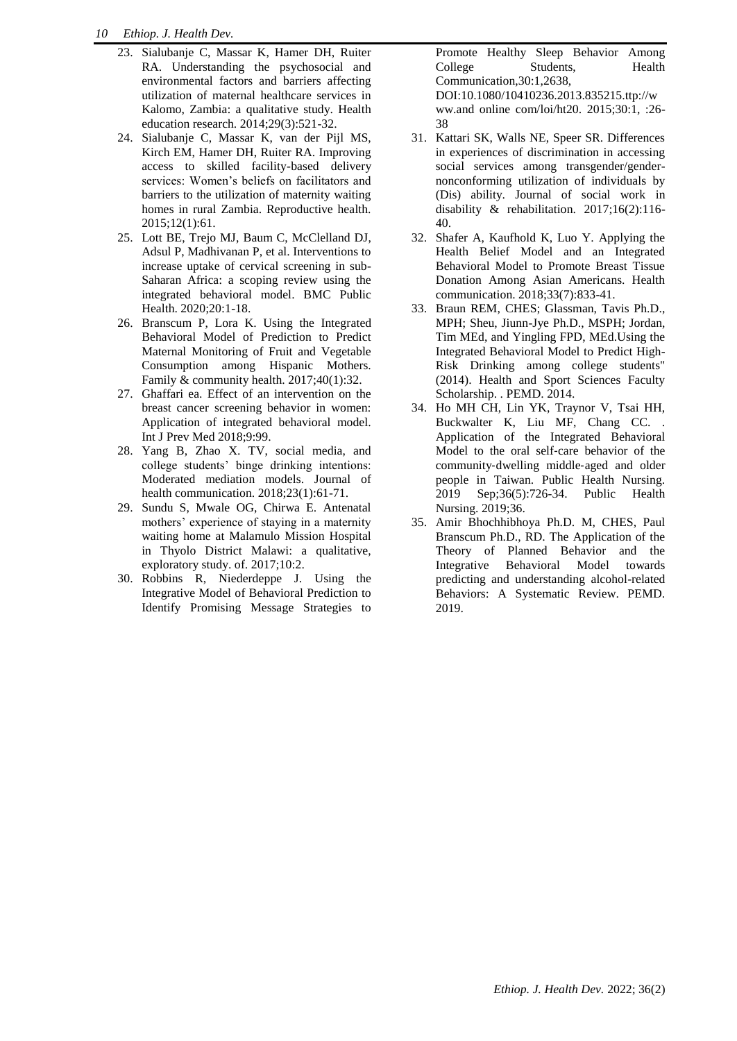23. Sialubanje C, Massar K, Hamer DH, Ruiter RA. Understanding the psychosocial and environmental factors and barriers affecting utilization of maternal healthcare services in Kalomo, Zambia: a qualitative study. Health education research. 2014;29(3):521-32.
24. Sialubanje C, Massar K, van der Pijl MS, Kirch EM, Hamer DH, Ruiter RA. Improving access to skilled facility-based delivery services: Women's beliefs on facilitators and barriers to the utilization of maternity waiting homes in rural Zambia. Reproductive health. 2015;12(1):61.
25. Lott BE, Trejo MJ, Baum C, McClelland DJ, Adsul P, Madhivanan P, et al. Interventions to increase uptake of cervical screening in sub-Saharan Africa: a scoping review using the integrated behavioral model. BMC Public Health. 2020;20:1-18.
26. Branscum P, Lora K. Using the Integrated Behavioral Model of Prediction to Predict Maternal Monitoring of Fruit and Vegetable Consumption among Hispanic Mothers. Family & community health. 2017;40(1):32.
27. Ghaffari ea. Effect of an intervention on the breast cancer screening behavior in women: Application of integrated behavioral model. Int J Prev Med 2018;9:99.
28. Yang B, Zhao X. TV, social media, and college students' binge drinking intentions: Moderated mediation models. Journal of health communication. 2018;23(1):61-71.
29. Sundu S, Mwale OG, Chirwa E. Antenatal mothers' experience of staying in a maternity waiting home at Malamulo Mission Hospital in Thyolo District Malawi: a qualitative, exploratory study. of. 2017;10:2.
30. Robbins R, Niederdeppe J. Using the Integrative Model of Behavioral Prediction to Identify Promising Message Strategies to Promote Healthy Sleep Behavior Among College Students, Health Communication,30:1,2638, DOI:10.1080/10410236.2013.835215.ttp://www.and online com/loi/ht20. 2015;30:1, :26-38
31. Kattari SK, Walls NE, Speer SR. Differences in experiences of discrimination in accessing social services among transgender/gender-nonconforming utilization of individuals by (Dis) ability. Journal of social work in disability & rehabilitation. 2017;16(2):116-40.
32. Shafer A, Kaufhold K, Luo Y. Applying the Health Belief Model and an Integrated Behavioral Model to Promote Breast Tissue Donation Among Asian Americans. Health communication. 2018;33(7):833-41.
33. Braun REM, CHES; Glassman, Tavis Ph.D., MPH; Sheu, Jiunn-Jye Ph.D., MSPH; Jordan, Tim MEd, and Yingling FPD, MEd.Using the Integrated Behavioral Model to Predict High-Risk Drinking among college students" (2014). Health and Sport Sciences Faculty Scholarship. . PEMD. 2014.
34. Ho MH CH, Lin YK, Traynor V, Tsai HH, Buckwalter K, Liu MF, Chang CC. . Application of the Integrated Behavioral Model to the oral self‐care behavior of the community‐dwelling middle‐aged and older people in Taiwan. Public Health Nursing. 2019 Sep;36(5):726-34. Public Health Nursing. 2019;36.
35. Amir Bhochhibhoya Ph.D. M, CHES, Paul Branscum Ph.D., RD. The Application of the Theory of Planned Behavior and the Integrative Behavioral Model towards predicting and understanding alcohol-related Behaviors: A Systematic Review. PEMD. 2019.